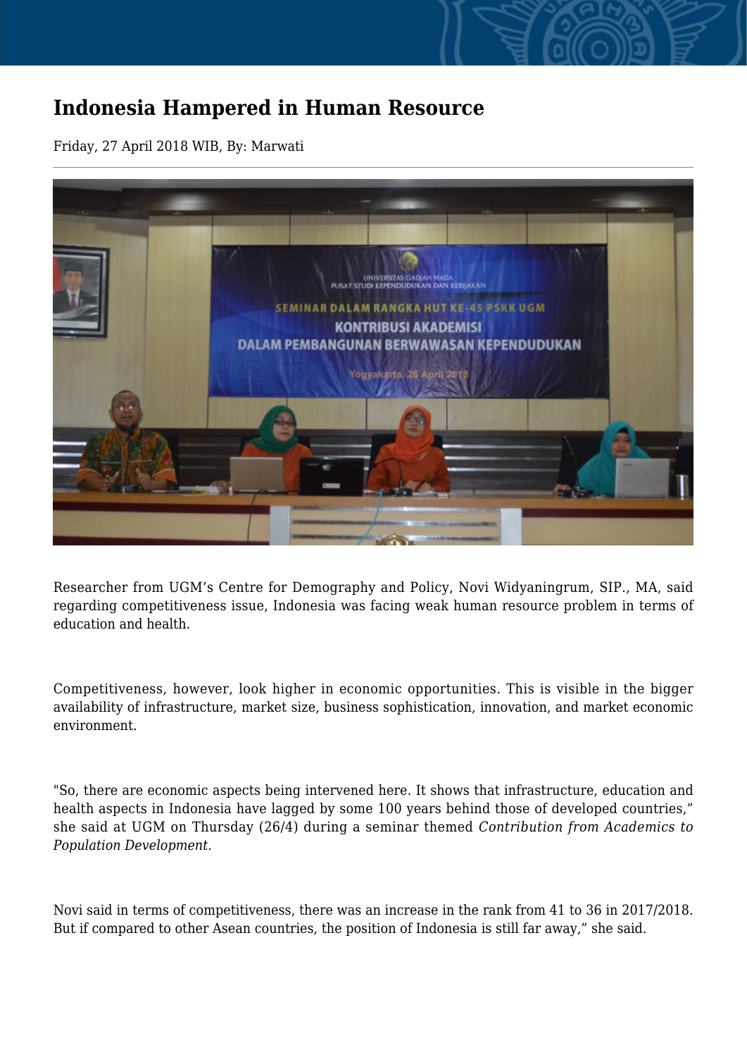# Indonesia Hampered in Human Resource

Friday, 27 April 2018 WIB, By: Marwati

Researcher from UGM's Centre for Demography and Policy, Novi Widyaningrum, SIP., MA, said regarding competitiveness issue, Indonesia was facing weak human resource problem in terms of education and health.

Competitiveness, however, look higher in economic opportunities. This is visible in the bigger availability of infrastructure, market size, business sophistication, innovation, and market economic environment.

"So, there are economic aspects being intervened here. It shows that infrastructure, education and health aspects in Indonesia have lagged by some 100 years behind those of developed countries," she said at UGM on Thursday (26/4) during a seminar themed *Contribution from Academics to Population Development.*

Novi said in terms of competitiveness, there was an increase in the rank from 41 to 36 in 2017/2018. But if compared to other Asean countries, the position of Indonesia is still far away," she said.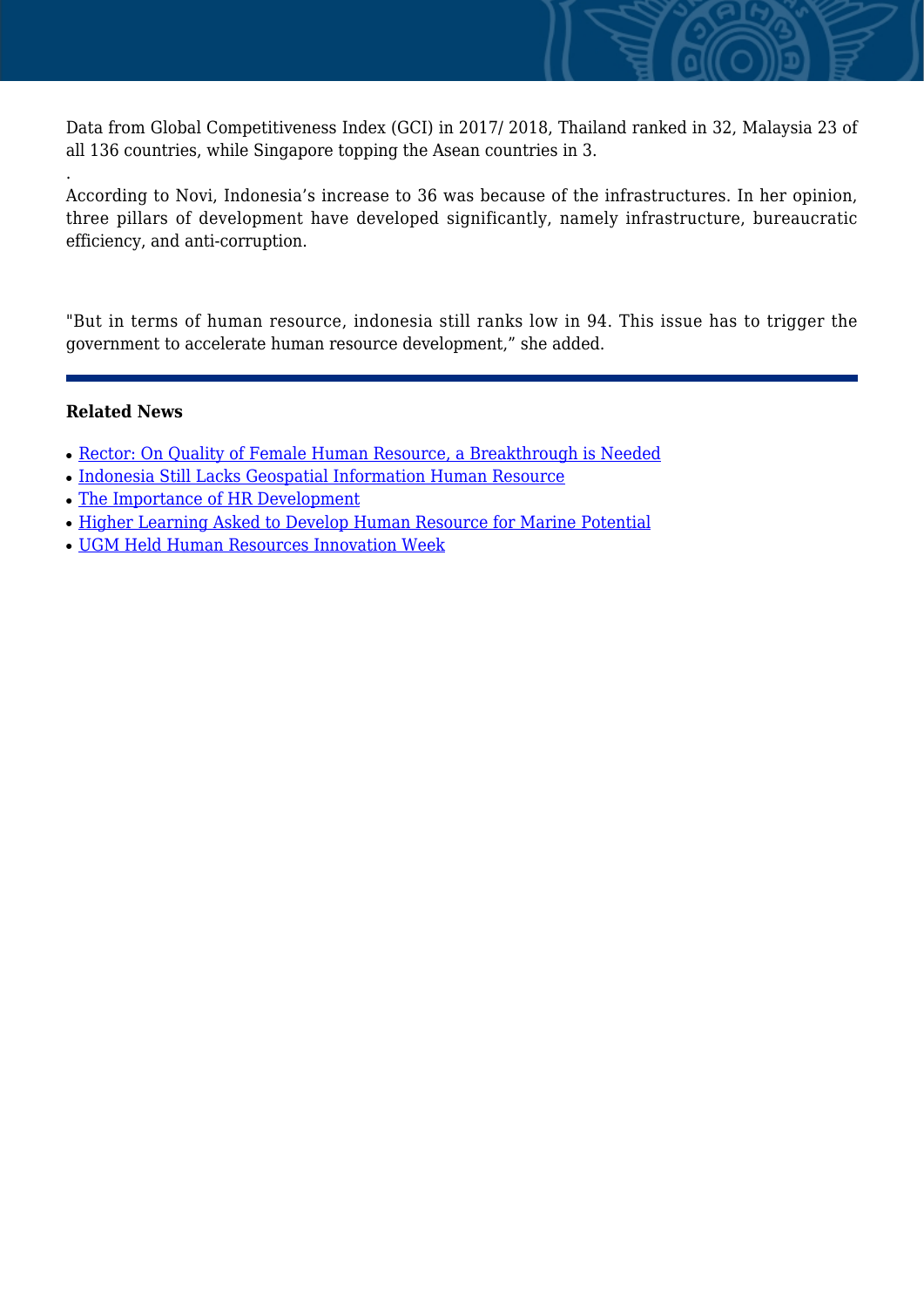Data from Global Competitiveness Index (GCI) in 2017/ 2018, Thailand ranked in 32, Malaysia 23 of all 136 countries, while Singapore topping the Asean countries in 3.

.

According to Novi, Indonesia's increase to 36 was because of the infrastructures. In her opinion, three pillars of development have developed significantly, namely infrastructure, bureaucratic efficiency, and anti-corruption.

"But in terms of human resource, indonesia still ranks low in 94. This issue has to trigger the government to accelerate human resource development," she added.

---

**Related News**

- Rector: On Quality of Female Human Resource, a Breakthrough is Needed
- Indonesia Still Lacks Geospatial Information Human Resource
- The Importance of HR Development
- Higher Learning Asked to Develop Human Resource for Marine Potential
- UGM Held Human Resources Innovation Week